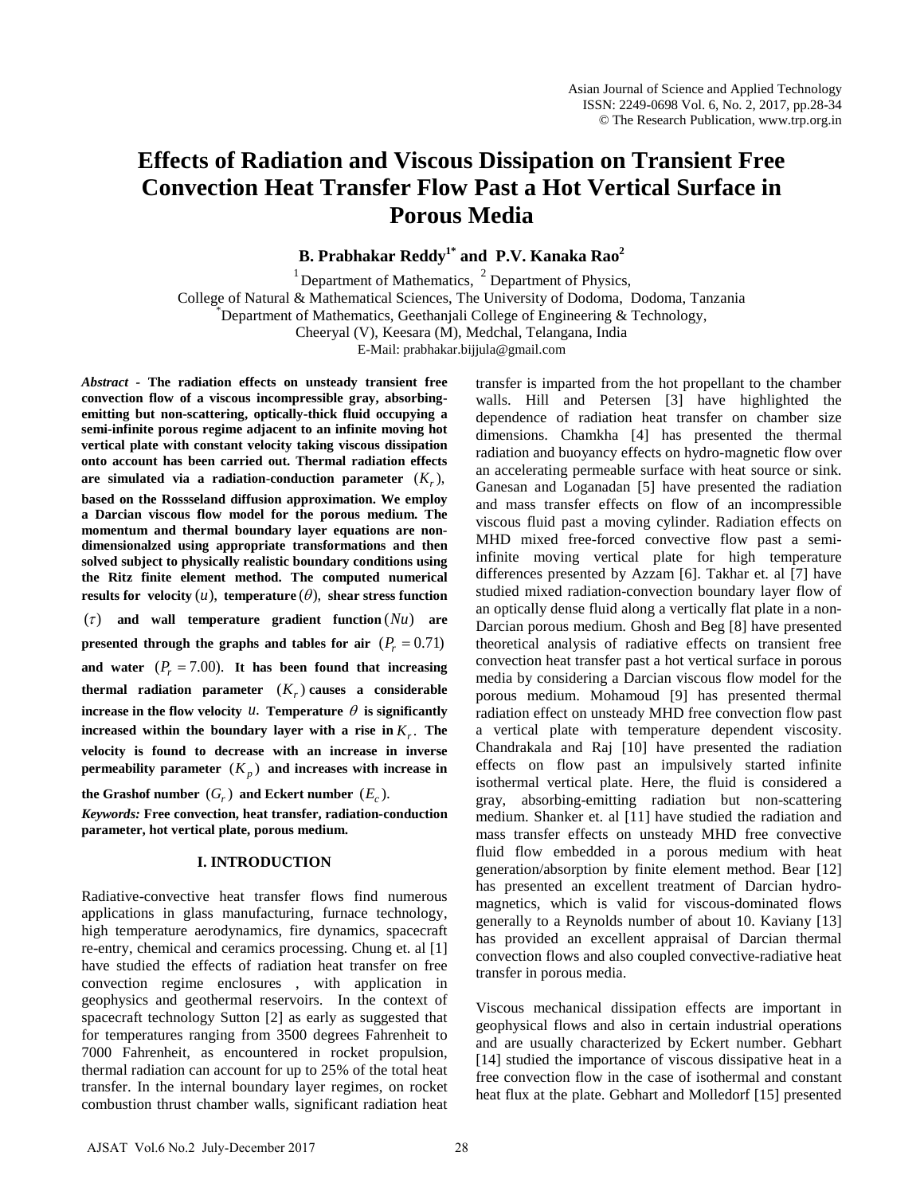# Effects of Radiation and Viscous Dissipation on Transient Free Convection Heat Transfer Flow Past a Hot Vertical Surface in Porous Media

**B. Prabhakar Reddy[1*] and P.V. Kanaka Rao[2]**

[1] Department of Mathematics, [2] Department of Physics,
College of Natural & Mathematical Sciences, The University of Dodoma, Dodoma, Tanzania
[*] Department of Mathematics, Geethanjali College of Engineering & Technology,
Cheeryal (V), Keesara (M), Medchal, Telangana, India
E-Mail: prabhakar.bijjula@gmail.com

***Abstract*** - **The radiation effects on unsteady transient free convection flow of a viscous incompressible gray, absorbing-emitting but non-scattering, optically-thick fluid occupying a semi-infinite porous regime adjacent to an infinite moving hot vertical plate with constant velocity taking viscous dissipation onto account has been carried out. Thermal radiation effects are simulated via a radiation-conduction parameter $(K_r)$, based on the Rossseland diffusion approximation. We employ a Darcian viscous flow model for the porous medium. The momentum and thermal boundary layer equations are non-dimensionalzed using appropriate transformations and then solved subject to physically realistic boundary conditions using the Ritz finite element method. The computed numerical results for velocity $(u)$, temperature $(\theta)$, shear stress function $(\tau)$ and wall temperature gradient function $(Nu)$ are presented through the graphs and tables for air $(P_r = 0.71)$ and water $(P_r = 7.00)$. It has been found that increasing thermal radiation parameter $(K_r)$ causes a considerable increase in the flow velocity $u$. Temperature $\theta$ is significantly increased within the boundary layer with a rise in $K_r$. The velocity is found to decrease with an increase in inverse permeability parameter $(K_p)$ and increases with increase in the Grashof number $(G_r)$ and Eckert number $(E_c)$.**

***Keywords:*** **Free convection, heat transfer, radiation-conduction parameter, hot vertical plate, porous medium.**

## I. INTRODUCTION

Radiative-convective heat transfer flows find numerous applications in glass manufacturing, furnace technology, high temperature aerodynamics, fire dynamics, spacecraft re-entry, chemical and ceramics processing. Chung et. al [1] have studied the effects of radiation heat transfer on free convection regime enclosures , with application in geophysics and geothermal reservoirs. In the context of spacecraft technology Sutton [2] as early as suggested that for temperatures ranging from 3500 degrees Fahrenheit to 7000 Fahrenheit, as encountered in rocket propulsion, thermal radiation can account for up to 25% of the total heat transfer. In the internal boundary layer regimes, on rocket combustion thrust chamber walls, significant radiation heat transfer is imparted from the hot propellant to the chamber walls. Hill and Petersen [3] have highlighted the dependence of radiation heat transfer on chamber size dimensions. Chamkha [4] has presented the thermal radiation and buoyancy effects on hydro-magnetic flow over an accelerating permeable surface with heat source or sink. Ganesan and Loganadan [5] have presented the radiation and mass transfer effects on flow of an incompressible viscous fluid past a moving cylinder. Radiation effects on MHD mixed free-forced convective flow past a semi-infinite moving vertical plate for high temperature differences presented by Azzam [6]. Takhar et. al [7] have studied mixed radiation-convection boundary layer flow of an optically dense fluid along a vertically flat plate in a non-Darcian porous medium. Ghosh and Beg [8] have presented theoretical analysis of radiative effects on transient free convection heat transfer past a hot vertical surface in porous media by considering a Darcian viscous flow model for the porous medium. Mohamoud [9] has presented thermal radiation effect on unsteady MHD free convection flow past a vertical plate with temperature dependent viscosity. Chandrakala and Raj [10] have presented the radiation effects on flow past an impulsively started infinite isothermal vertical plate. Here, the fluid is considered a gray, absorbing-emitting radiation but non-scattering medium. Shanker et. al [11] have studied the radiation and mass transfer effects on unsteady MHD free convective fluid flow embedded in a porous medium with heat generation/absorption by finite element method. Bear [12] has presented an excellent treatment of Darcian hydro-magnetics, which is valid for viscous-dominated flows generally to a Reynolds number of about 10. Kaviany [13] has provided an excellent appraisal of Darcian thermal convection flows and also coupled convective-radiative heat transfer in porous media.

Viscous mechanical dissipation effects are important in geophysical flows and also in certain industrial operations and are usually characterized by Eckert number. Gebhart [14] studied the importance of viscous dissipative heat in a free convection flow in the case of isothermal and constant heat flux at the plate. Gebhart and Molledorf [15] presented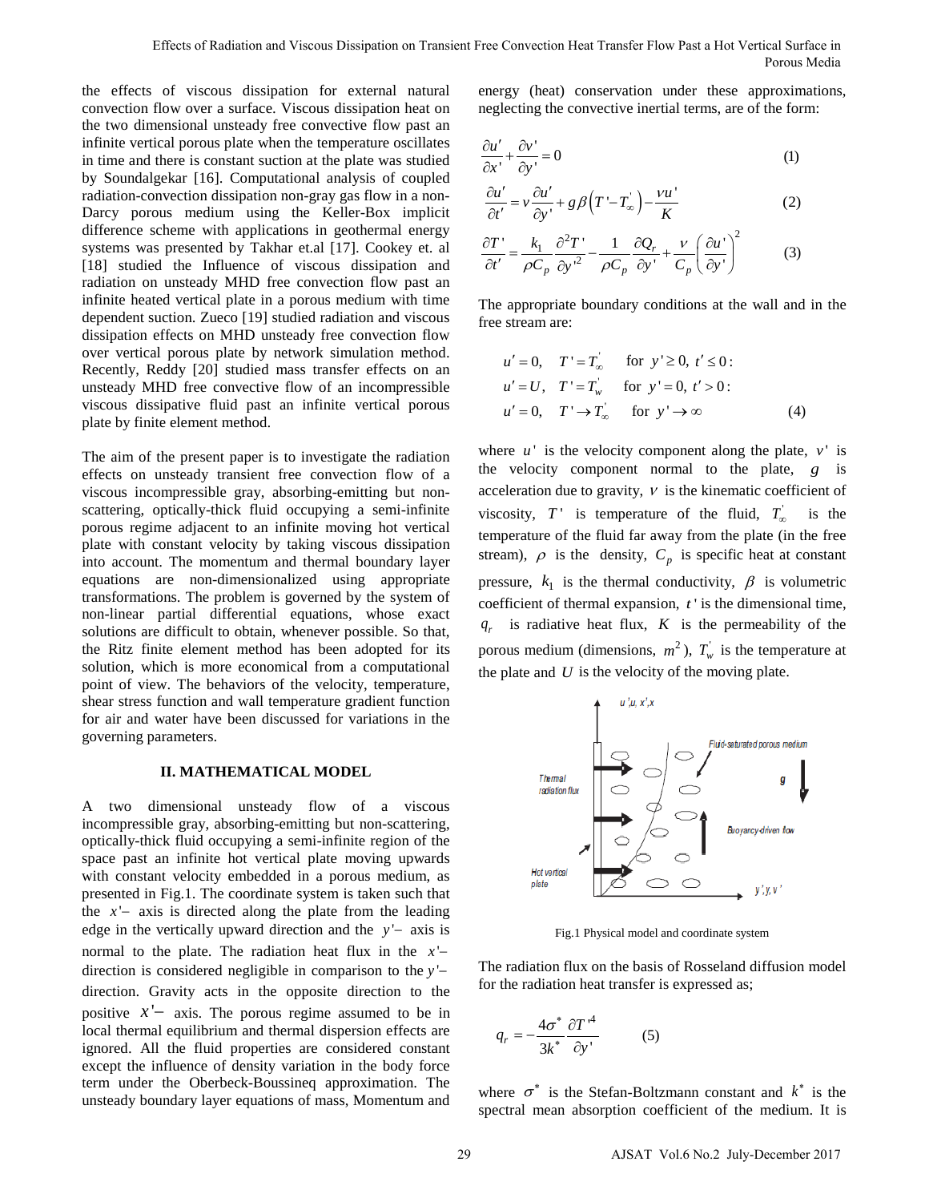the effects of viscous dissipation for external natural convection flow over a surface. Viscous dissipation heat on the two dimensional unsteady free convective flow past an infinite vertical porous plate when the temperature oscillates in time and there is constant suction at the plate was studied by Soundalgekar [16]. Computational analysis of coupled radiation-convection dissipation non-gray gas flow in a non-Darcy porous medium using the Keller-Box implicit difference scheme with applications in geothermal energy systems was presented by Takhar et.al [17]. Cookey et. al [18] studied the Influence of viscous dissipation and radiation on unsteady MHD free convection flow past an infinite heated vertical plate in a porous medium with time dependent suction. Zueco [19] studied radiation and viscous dissipation effects on MHD unsteady free convection flow over vertical porous plate by network simulation method. Recently, Reddy [20] studied mass transfer effects on an unsteady MHD free convective flow of an incompressible viscous dissipative fluid past an infinite vertical porous plate by finite element method.

The aim of the present paper is to investigate the radiation effects on unsteady transient free convection flow of a viscous incompressible gray, absorbing-emitting but non-scattering, optically-thick fluid occupying a semi-infinite porous regime adjacent to an infinite moving hot vertical plate with constant velocity by taking viscous dissipation into account. The momentum and thermal boundary layer equations are non-dimensionalized using appropriate transformations. The problem is governed by the system of non-linear partial differential equations, whose exact solutions are difficult to obtain, whenever possible. So that, the Ritz finite element method has been adopted for its solution, which is more economical from a computational point of view. The behaviors of the velocity, temperature, shear stress function and wall temperature gradient function for air and water have been discussed for variations in the governing parameters.

## II. MATHEMATICAL MODEL

A two dimensional unsteady flow of a viscous incompressible gray, absorbing-emitting but non-scattering, optically-thick fluid occupying a semi-infinite region of the space past an infinite hot vertical plate moving upwards with constant velocity embedded in a porous medium, as presented in Fig.1. The coordinate system is taken such that the $x'-$ axis is directed along the plate from the leading edge in the vertically upward direction and the $y'-$ axis is normal to the plate. The radiation heat flux in the $x'-$ direction is considered negligible in comparison to the $y'-$ direction. Gravity acts in the opposite direction to the positive $x'-$ axis. The porous regime assumed to be in local thermal equilibrium and thermal dispersion effects are ignored. All the fluid properties are considered constant except the influence of density variation in the body force term under the Oberbeck-Boussineq approximation. The unsteady boundary layer equations of mass, Momentum and energy (heat) conservation under these approximations, neglecting the convective inertial terms, are of the form:

$$\frac{\partial u'}{\partial x'} + \frac{\partial v'}{\partial y'} = 0 \tag{1}$$

$$\frac{\partial u'}{\partial t'} = \nu \frac{\partial u'}{\partial y'} + g\beta\left(T' - T'_{\infty}\right) - \frac{\nu u'}{K} \tag{2}$$

$$\frac{\partial T'}{\partial t'} = \frac{k_1}{\rho C_p}\frac{\partial^2 T'}{\partial y'^2} - \frac{1}{\rho C_p}\frac{\partial Q_r}{\partial y'} + \frac{\nu}{C_p}\left(\frac{\partial u'}{\partial y'}\right)^2 \tag{3}$$

The appropriate boundary conditions at the wall and in the free stream are:

$$\begin{aligned}
&u' = 0, \quad T' = T'_{\infty} \quad \text{for } y' \geq 0,\ t' \leq 0: \\
&u' = U, \quad T' = T'_{w} \quad \text{for } y' = 0,\ t' > 0: \\
&u' = 0, \quad T' \to T'_{\infty} \quad \text{for } y' \to \infty
\end{aligned} \tag{4}$$

where $u'$ is the velocity component along the plate, $v'$ is the velocity component normal to the plate, $g$ is acceleration due to gravity, $\nu$ is the kinematic coefficient of viscosity, $T'$ is temperature of the fluid, $T'_{\infty}$ is the temperature of the fluid far away from the plate (in the free stream), $\rho$ is the density, $C_p$ is specific heat at constant pressure, $k_1$ is the thermal conductivity, $\beta$ is volumetric coefficient of thermal expansion, $t'$ is the dimensional time, $q_r$ is radiative heat flux, $K$ is the permeability of the porous medium (dimensions, $m^2$), $T'_w$ is the temperature at the plate and $U$ is the velocity of the moving plate.

Fig.1 Physical model and coordinate system

The radiation flux on the basis of Rosseland diffusion model for the radiation heat transfer is expressed as;

$$q_r = -\frac{4\sigma^*}{3k^*}\frac{\partial T'^4}{\partial y'} \tag{5}$$

where $\sigma^*$ is the Stefan-Boltzmann constant and $k^*$ is the spectral mean absorption coefficient of the medium. It is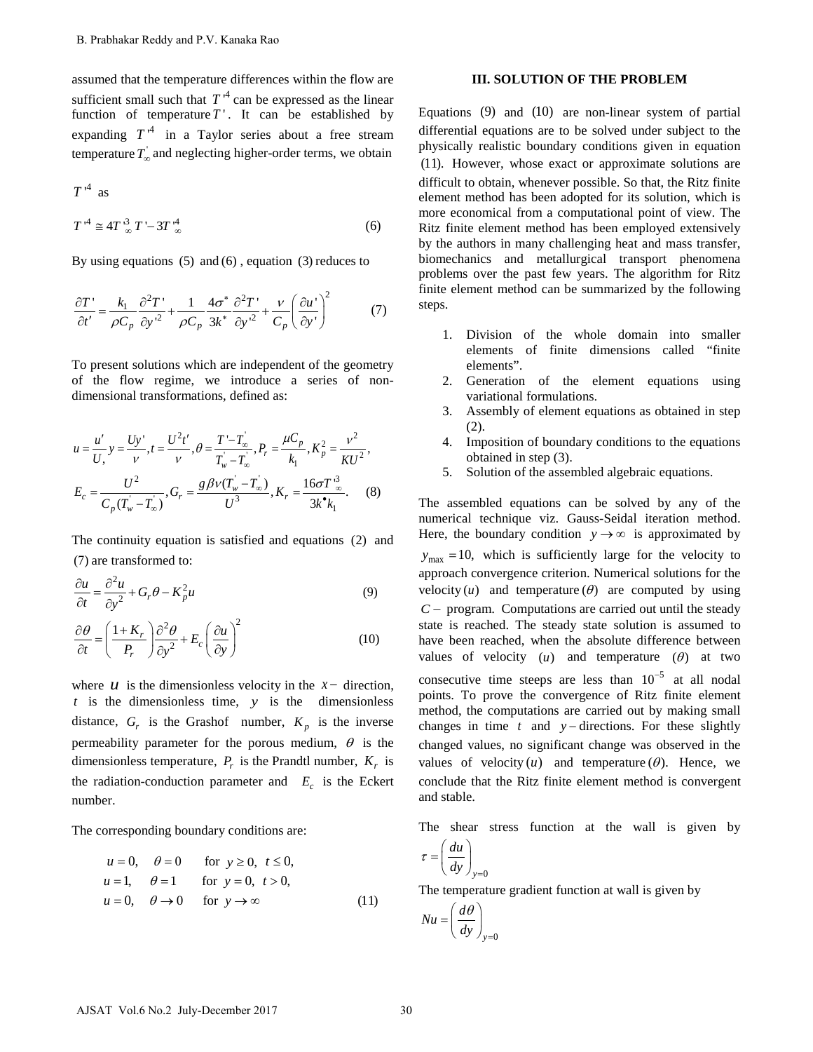assumed that the temperature differences within the flow are sufficient small such that $T'^4$ can be expressed as the linear function of temperature $T'$. It can be established by expanding $T'^4$ in a Taylor series about a free stream temperature $T_\infty'$ and neglecting higher-order terms, we obtain

$T'^4$ as

$$T'^4 \cong 4T_\infty'^3 T' - 3T_\infty'^4 \tag{6}$$

By using equations (5) and (6), equation (3) reduces to

$$\frac{\partial T'}{\partial t'} = \frac{k_1}{\rho C_p}\frac{\partial^2 T'}{\partial y'^2} + \frac{1}{\rho C_p}\frac{4\sigma^*}{3k^*}\frac{\partial^2 T'}{\partial y'^2} + \frac{\nu}{C_p}\left(\frac{\partial u'}{\partial y'}\right)^2 \tag{7}$$

To present solutions which are independent of the geometry of the flow regime, we introduce a series of non-dimensional transformations, defined as:

$$u = \frac{u'}{U}, y = \frac{Uy'}{\nu}, t = \frac{U^2 t'}{\nu}, \theta = \frac{T' - T_\infty'}{T_w' - T_\infty'}, P_r = \frac{\mu C_p}{k_1}, K_p^2 = \frac{\nu^2}{KU^2},$$
$$E_c = \frac{U^2}{C_p (T_w' - T_\infty')}, G_r = \frac{g\beta\nu(T_w' - T_\infty')}{U^3}, K_r = \frac{16\sigma T_\infty'^3}{3k^\bullet k_1}. \tag{8}$$

The continuity equation is satisfied and equations (2) and (7) are transformed to:

$$\frac{\partial u}{\partial t} = \frac{\partial^2 u}{\partial y^2} + G_r\theta - K_p^2 u \tag{9}$$

$$\frac{\partial \theta}{\partial t} = \left(\frac{1+K_r}{P_r}\right)\frac{\partial^2 \theta}{\partial y^2} + E_c\left(\frac{\partial u}{\partial y}\right)^2 \tag{10}$$

where $u$ is the dimensionless velocity in the $x-$ direction, $t$ is the dimensionless time, $y$ is the dimensionless distance, $G_r$ is the Grashof number, $K_p$ is the inverse permeability parameter for the porous medium, $\theta$ is the dimensionless temperature, $P_r$ is the Prandtl number, $K_r$ is the radiation-conduction parameter and $E_c$ is the Eckert number.

The corresponding boundary conditions are:

$$\begin{aligned} u &= 0, \quad \theta = 0 \quad \text{for } y \geq 0,\ t \leq 0, \\ u &= 1, \quad \theta = 1 \quad \text{for } y = 0,\ t > 0, \\ u &= 0, \quad \theta \to 0 \quad \text{for } y \to \infty \end{aligned} \tag{11}$$

## III. SOLUTION OF THE PROBLEM

Equations (9) and (10) are non-linear system of partial differential equations are to be solved under subject to the physically realistic boundary conditions given in equation (11). However, whose exact or approximate solutions are difficult to obtain, whenever possible. So that, the Ritz finite element method has been adopted for its solution, which is more economical from a computational point of view. The Ritz finite element method has been employed extensively by the authors in many challenging heat and mass transfer, biomechanics and metallurgical transport phenomena problems over the past few years. The algorithm for Ritz finite element method can be summarized by the following steps.

1. Division of the whole domain into smaller elements of finite dimensions called "finite elements".
2. Generation of the element equations using variational formulations.
3. Assembly of element equations as obtained in step (2).
4. Imposition of boundary conditions to the equations obtained in step (3).
5. Solution of the assembled algebraic equations.

The assembled equations can be solved by any of the numerical technique viz. Gauss-Seidal iteration method. Here, the boundary condition $y \to \infty$ is approximated by $y_{\max} = 10$, which is sufficiently large for the velocity to approach convergence criterion. Numerical solutions for the velocity $(u)$ and temperature $(\theta)$ are computed by using $C-$ program. Computations are carried out until the steady state is reached. The steady state solution is assumed to have been reached, when the absolute difference between values of velocity $(u)$ and temperature $(\theta)$ at two consecutive time steeps are less than $10^{-5}$ at all nodal points. To prove the convergence of Ritz finite element method, the computations are carried out by making small changes in time $t$ and $y-$directions. For these slightly changed values, no significant change was observed in the values of velocity $(u)$ and temperature $(\theta)$. Hence, we conclude that the Ritz finite element method is convergent and stable.

The shear stress function at the wall is given by $\tau = \left(\frac{du}{dy}\right)_{y=0}$

The temperature gradient function at wall is given by

$Nu = \left(\frac{d\theta}{dy}\right)_{y=0}$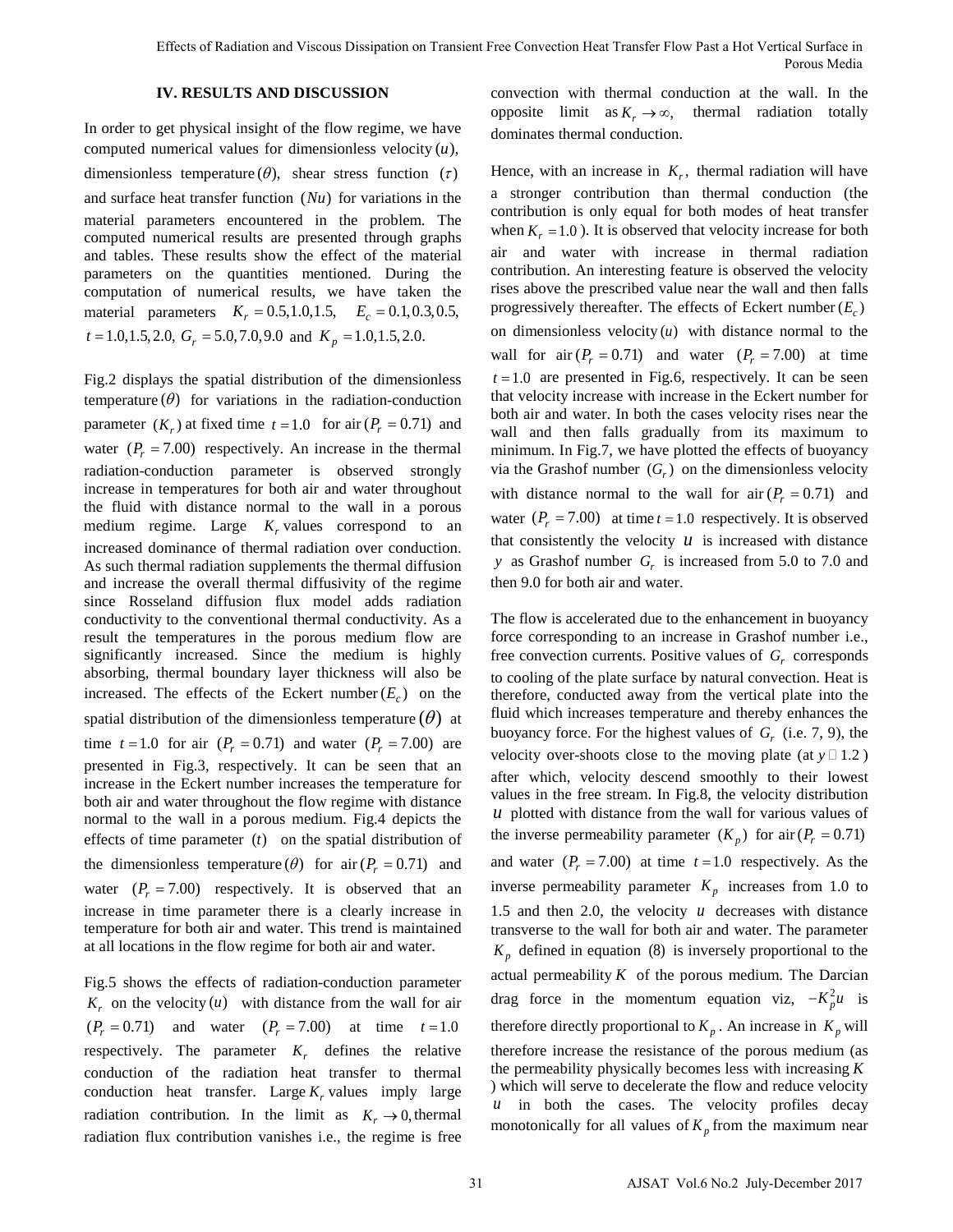## IV. RESULTS AND DISCUSSION

In order to get physical insight of the flow regime, we have computed numerical values for dimensionless velocity $(u)$, dimensionless temperature $(\theta)$, shear stress function $(\tau)$ and surface heat transfer function $(Nu)$ for variations in the material parameters encountered in the problem. The computed numerical results are presented through graphs and tables. These results show the effect of the material parameters on the quantities mentioned. During the computation of numerical results, we have taken the material parameters $K_r = 0.5, 1.0, 1.5$, $E_c = 0.1, 0.3, 0.5$, $t = 1.0, 1.5, 2.0$, $G_r = 5.0, 7.0, 9.0$ and $K_p = 1.0, 1.5, 2.0$.

Fig.2 displays the spatial distribution of the dimensionless temperature $(\theta)$ for variations in the radiation-conduction parameter $(K_r)$ at fixed time $t = 1.0$ for air $(P_r = 0.71)$ and water $(P_r = 7.00)$ respectively. An increase in the thermal radiation-conduction parameter is observed strongly increase in temperatures for both air and water throughout the fluid with distance normal to the wall in a porous medium regime. Large $K_r$ values correspond to an increased dominance of thermal radiation over conduction. As such thermal radiation supplements the thermal diffusion and increase the overall thermal diffusivity of the regime since Rosseland diffusion flux model adds radiation conductivity to the conventional thermal conductivity. As a result the temperatures in the porous medium flow are significantly increased. Since the medium is highly absorbing, thermal boundary layer thickness will also be increased. The effects of the Eckert number $(E_c)$ on the spatial distribution of the dimensionless temperature $(\theta)$ at time $t = 1.0$ for air $(P_r = 0.71)$ and water $(P_r = 7.00)$ are presented in Fig.3, respectively. It can be seen that an increase in the Eckert number increases the temperature for both air and water throughout the flow regime with distance normal to the wall in a porous medium. Fig.4 depicts the effects of time parameter $(t)$ on the spatial distribution of the dimensionless temperature $(\theta)$ for air $(P_r = 0.71)$ and water $(P_r = 7.00)$ respectively. It is observed that an increase in time parameter there is a clearly increase in temperature for both air and water. This trend is maintained at all locations in the flow regime for both air and water.

Fig.5 shows the effects of radiation-conduction parameter $K_r$ on the velocity $(u)$ with distance from the wall for air $(P_r = 0.71)$ and water $(P_r = 7.00)$ at time $t = 1.0$ respectively. The parameter $K_r$ defines the relative conduction of the radiation heat transfer to thermal conduction heat transfer. Large $K_r$ values imply large radiation contribution. In the limit as $K_r \to 0$, thermal radiation flux contribution vanishes i.e., the regime is free convection with thermal conduction at the wall. In the opposite limit as $K_r \to \infty$, thermal radiation totally dominates thermal conduction.

Hence, with an increase in $K_r$, thermal radiation will have a stronger contribution than thermal conduction (the contribution is only equal for both modes of heat transfer when $K_r = 1.0$). It is observed that velocity increase for both air and water with increase in thermal radiation contribution. An interesting feature is observed the velocity rises above the prescribed value near the wall and then falls progressively thereafter. The effects of Eckert number $(E_c)$ on dimensionless velocity $(u)$ with distance normal to the wall for air $(P_r = 0.71)$ and water $(P_r = 7.00)$ at time $t = 1.0$ are presented in Fig.6, respectively. It can be seen that velocity increase with increase in the Eckert number for both air and water. In both the cases velocity rises near the wall and then falls gradually from its maximum to minimum. In Fig.7, we have plotted the effects of buoyancy via the Grashof number $(G_r)$ on the dimensionless velocity with distance normal to the wall for air $(P_r = 0.71)$ and water $(P_r = 7.00)$ at time $t = 1.0$ respectively. It is observed that consistently the velocity $u$ is increased with distance $y$ as Grashof number $G_r$ is increased from 5.0 to 7.0 and then 9.0 for both air and water.

The flow is accelerated due to the enhancement in buoyancy force corresponding to an increase in Grashof number i.e., free convection currents. Positive values of $G_r$ corresponds to cooling of the plate surface by natural convection. Heat is therefore, conducted away from the vertical plate into the fluid which increases temperature and thereby enhances the buoyancy force. For the highest values of $G_r$ (i.e. 7, 9), the velocity over-shoots close to the moving plate (at $y \approx 1.2$) after which, velocity descend smoothly to their lowest values in the free stream. In Fig.8, the velocity distribution $u$ plotted with distance from the wall for various values of the inverse permeability parameter $(K_p)$ for air $(P_r = 0.71)$ and water $(P_r = 7.00)$ at time $t = 1.0$ respectively. As the inverse permeability parameter $K_p$ increases from 1.0 to 1.5 and then 2.0, the velocity $u$ decreases with distance transverse to the wall for both air and water. The parameter $K_p$ defined in equation (8) is inversely proportional to the actual permeability $K$ of the porous medium. The Darcian drag force in the momentum equation viz, $-K_p^2 u$ is therefore directly proportional to $K_p$. An increase in $K_p$ will therefore increase the resistance of the porous medium (as the permeability physically becomes less with increasing $K$) which will serve to decelerate the flow and reduce velocity $u$ in both the cases. The velocity profiles decay monotonically for all values of $K_p$ from the maximum near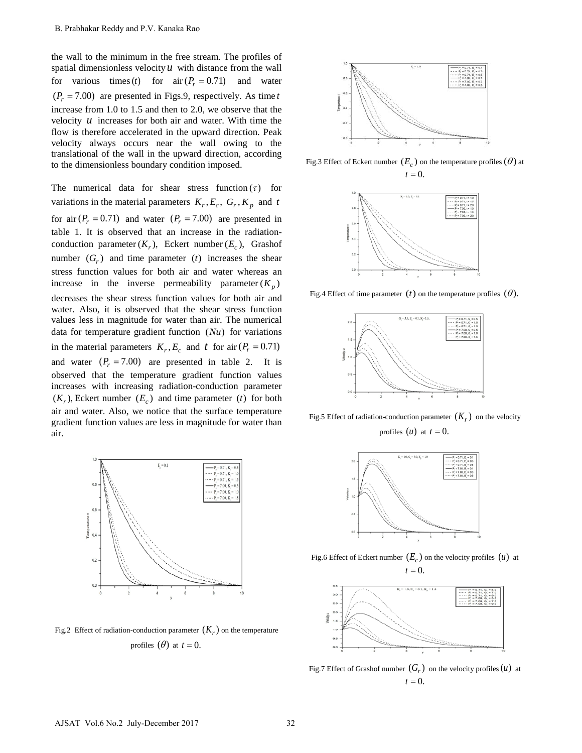the wall to the minimum in the free stream. The profiles of spatial dimensionless velocity $u$ with distance from the wall for various times $(t)$ for air $(P_r = 0.71)$ and water $(P_r = 7.00)$ are presented in Figs.9, respectively. As time $t$ increase from 1.0 to 1.5 and then to 2.0, we observe that the velocity $u$ increases for both air and water. With time the flow is therefore accelerated in the upward direction. Peak velocity always occurs near the wall owing to the translational of the wall in the upward direction, according to the dimensionless boundary condition imposed.

The numerical data for shear stress function $(\tau)$ for variations in the material parameters $K_r, E_c, G_r, K_p$ and $t$ for air $(P_r = 0.71)$ and water $(P_r = 7.00)$ are presented in table 1. It is observed that an increase in the radiation-conduction parameter $(K_r)$, Eckert number $(E_c)$, Grashof number $(G_r)$ and time parameter $(t)$ increases the shear stress function values for both air and water whereas an increase in the inverse permeability parameter $(K_p)$ decreases the shear stress function values for both air and water. Also, it is observed that the shear stress function values less in magnitude for water than air. The numerical data for temperature gradient function $(Nu)$ for variations in the material parameters $K_r, E_c$ and $t$ for air $(P_r = 0.71)$ and water $(P_r = 7.00)$ are presented in table 2. It is observed that the temperature gradient function values increases with increasing radiation-conduction parameter $(K_r)$, Eckert number $(E_c)$ and time parameter $(t)$ for both air and water. Also, we notice that the surface temperature gradient function values are less in magnitude for water than air.

Fig.2 Effect of radiation-conduction parameter $(K_r)$ on the temperature profiles $(\theta)$ at $t = 0.$

Fig.3 Effect of Eckert number $(E_c)$ on the temperature profiles $(\theta)$ at $t = 0.$

Fig.4 Effect of time parameter $(t)$ on the temperature profiles $(\theta)$.

Fig.5 Effect of radiation-conduction parameter $(K_r)$ on the velocity profiles $(u)$ at $t = 0.$

Fig.6 Effect of Eckert number $(E_c)$ on the velocity profiles $(u)$ at $t = 0.$

Fig.7 Effect of Grashof number $(G_r)$ on the velocity profiles $(u)$ at $t = 0.$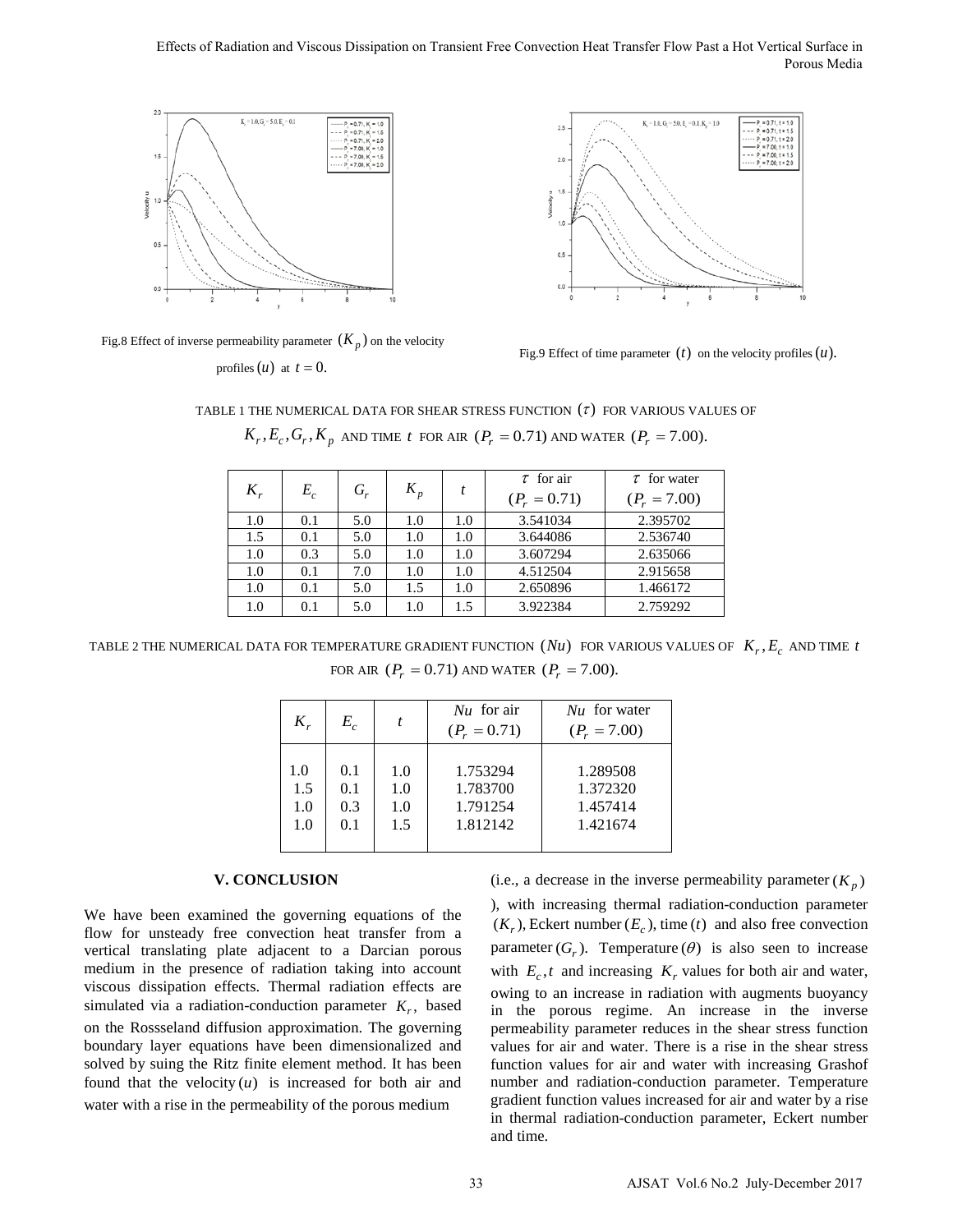Fig.8 Effect of inverse permeability parameter $(K_p)$ on the velocity profiles $(u)$ at $t = 0.$

Fig.9 Effect of time parameter $(t)$ on the velocity profiles $(u)$.

TABLE 1 THE NUMERICAL DATA FOR SHEAR STRESS FUNCTION $(\tau)$ FOR VARIOUS VALUES OF $K_r, E_c, G_r, K_p$ AND TIME $t$ FOR AIR $(P_r = 0.71)$ AND WATER $(P_r = 7.00)$.

| $K_r$ | $E_c$ | $G_r$ | $K_p$ | $t$ | $\tau$ for air $(P_r = 0.71)$ | $\tau$ for water $(P_r = 7.00)$ |
|---|---|---|---|---|---|---|
| 1.0 | 0.1 | 5.0 | 1.0 | 1.0 | 3.541034 | 2.395702 |
| 1.5 | 0.1 | 5.0 | 1.0 | 1.0 | 3.644086 | 2.536740 |
| 1.0 | 0.3 | 5.0 | 1.0 | 1.0 | 3.607294 | 2.635066 |
| 1.0 | 0.1 | 7.0 | 1.0 | 1.0 | 4.512504 | 2.915658 |
| 1.0 | 0.1 | 5.0 | 1.5 | 1.0 | 2.650896 | 1.466172 |
| 1.0 | 0.1 | 5.0 | 1.0 | 1.5 | 3.922384 | 2.759292 |

TABLE 2 THE NUMERICAL DATA FOR TEMPERATURE GRADIENT FUNCTION $(Nu)$ FOR VARIOUS VALUES OF $K_r, E_c$ AND TIME $t$ FOR AIR $(P_r = 0.71)$ AND WATER $(P_r = 7.00)$.

| $K_r$ | $E_c$ | $t$ | $Nu$ for air $(P_r = 0.71)$ | $Nu$ for water $(P_r = 7.00)$ |
|---|---|---|---|---|
| 1.0 | 0.1 | 1.0 | 1.753294 | 1.289508 |
| 1.5 | 0.1 | 1.0 | 1.783700 | 1.372320 |
| 1.0 | 0.3 | 1.0 | 1.791254 | 1.457414 |
| 1.0 | 0.1 | 1.5 | 1.812142 | 1.421674 |

## V. CONCLUSION

We have been examined the governing equations of the flow for unsteady free convection heat transfer from a vertical translating plate adjacent to a Darcian porous medium in the presence of radiation taking into account viscous dissipation effects. Thermal radiation effects are simulated via a radiation-conduction parameter $K_r$, based on the Rossseland diffusion approximation. The governing boundary layer equations have been dimensionalized and solved by suing the Ritz finite element method. It has been found that the velocity $(u)$ is increased for both air and water with a rise in the permeability of the porous medium (i.e., a decrease in the inverse permeability parameter $(K_p)$ ), with increasing thermal radiation-conduction parameter $(K_r)$, Eckert number $(E_c)$, time $(t)$ and also free convection parameter $(G_r)$. Temperature $(\theta)$ is also seen to increase with $E_c, t$ and increasing $K_r$ values for both air and water, owing to an increase in radiation with augments buoyancy in the porous regime. An increase in the inverse permeability parameter reduces in the shear stress function values for air and water. There is a rise in the shear stress function values for air and water with increasing Grashof number and radiation-conduction parameter. Temperature gradient function values increased for air and water by a rise in thermal radiation-conduction parameter, Eckert number and time.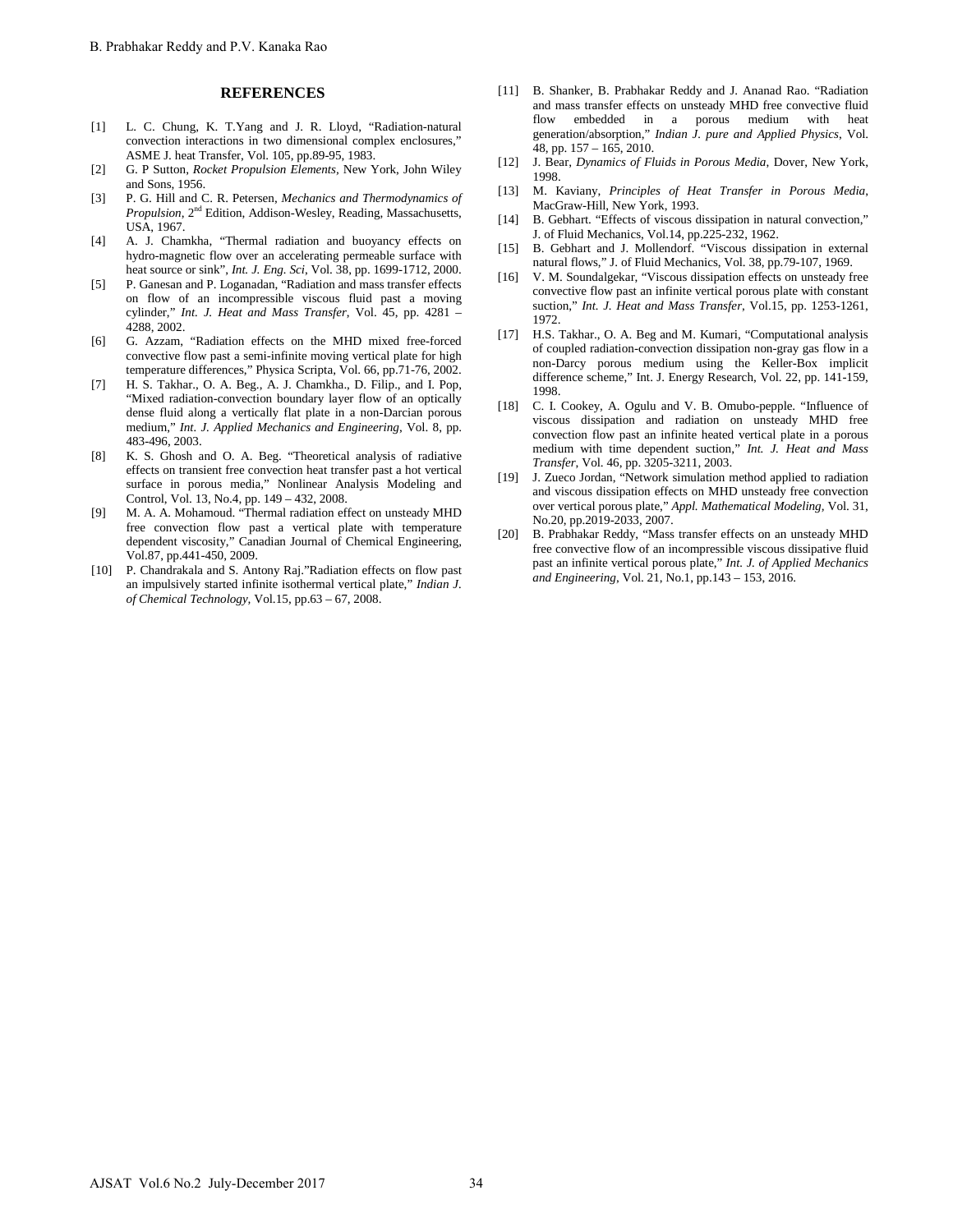## REFERENCES

[1] L. C. Chung, K. T.Yang and J. R. Lloyd, "Radiation-natural convection interactions in two dimensional complex enclosures," ASME J. heat Transfer, Vol. 105, pp.89-95, 1983.

[2] G. P Sutton, *Rocket Propulsion Elements*, New York, John Wiley and Sons, 1956.

[3] P. G. Hill and C. R. Petersen, *Mechanics and Thermodynamics of Propulsion*, 2nd Edition, Addison-Wesley, Reading, Massachusetts, USA, 1967.

[4] A. J. Chamkha, "Thermal radiation and buoyancy effects on hydro-magnetic flow over an accelerating permeable surface with heat source or sink", *Int. J. Eng. Sci*, Vol. 38, pp. 1699-1712, 2000.

[5] P. Ganesan and P. Loganadan, "Radiation and mass transfer effects on flow of an incompressible viscous fluid past a moving cylinder," *Int. J. Heat and Mass Transfer*, Vol. 45, pp. 4281 – 4288, 2002.

[6] G. Azzam, "Radiation effects on the MHD mixed free-forced convective flow past a semi-infinite moving vertical plate for high temperature differences," Physica Scripta, Vol. 66, pp.71-76, 2002.

[7] H. S. Takhar., O. A. Beg., A. J. Chamkha., D. Filip., and I. Pop, "Mixed radiation-convection boundary layer flow of an optically dense fluid along a vertically flat plate in a non-Darcian porous medium," *Int. J. Applied Mechanics and Engineering*, Vol. 8, pp. 483-496, 2003.

[8] K. S. Ghosh and O. A. Beg. "Theoretical analysis of radiative effects on transient free convection heat transfer past a hot vertical surface in porous media," Nonlinear Analysis Modeling and Control, Vol. 13, No.4, pp. 149 – 432, 2008.

[9] M. A. A. Mohamoud. "Thermal radiation effect on unsteady MHD free convection flow past a vertical plate with temperature dependent viscosity," Canadian Journal of Chemical Engineering, Vol.87, pp.441-450, 2009.

[10] P. Chandrakala and S. Antony Raj."Radiation effects on flow past an impulsively started infinite isothermal vertical plate," *Indian J. of Chemical Technology*, Vol.15, pp.63 – 67, 2008.

[11] B. Shanker, B. Prabhakar Reddy and J. Ananad Rao. "Radiation and mass transfer effects on unsteady MHD free convective fluid flow embedded in a porous medium with heat generation/absorption," *Indian J. pure and Applied Physics*, Vol. 48, pp. 157 – 165, 2010.

[12] J. Bear, *Dynamics of Fluids in Porous Media*, Dover, New York, 1998.

[13] M. Kaviany, *Principles of Heat Transfer in Porous Media*, MacGraw-Hill, New York, 1993.

[14] B. Gebhart. "Effects of viscous dissipation in natural convection," J. of Fluid Mechanics, Vol.14, pp.225-232, 1962.

[15] B. Gebhart and J. Mollendorf. "Viscous dissipation in external natural flows," J. of Fluid Mechanics, Vol. 38, pp.79-107, 1969.

[16] V. M. Soundalgekar, "Viscous dissipation effects on unsteady free convective flow past an infinite vertical porous plate with constant suction," *Int. J. Heat and Mass Transfer*, Vol.15, pp. 1253-1261, 1972.

[17] H.S. Takhar., O. A. Beg and M. Kumari, "Computational analysis of coupled radiation-convection dissipation non-gray gas flow in a non-Darcy porous medium using the Keller-Box implicit difference scheme," Int. J. Energy Research, Vol. 22, pp. 141-159, 1998.

[18] C. I. Cookey, A. Ogulu and V. B. Omubo-pepple. "Influence of viscous dissipation and radiation on unsteady MHD free convection flow past an infinite heated vertical plate in a porous medium with time dependent suction," *Int. J. Heat and Mass Transfer*, Vol. 46, pp. 3205-3211, 2003.

[19] J. Zueco Jordan, "Network simulation method applied to radiation and viscous dissipation effects on MHD unsteady free convection over vertical porous plate," *Appl. Mathematical Modeling*, Vol. 31, No.20, pp.2019-2033, 2007.

[20] B. Prabhakar Reddy, "Mass transfer effects on an unsteady MHD free convective flow of an incompressible viscous dissipative fluid past an infinite vertical porous plate," *Int. J. of Applied Mechanics and Engineering*, Vol. 21, No.1, pp.143 – 153, 2016.